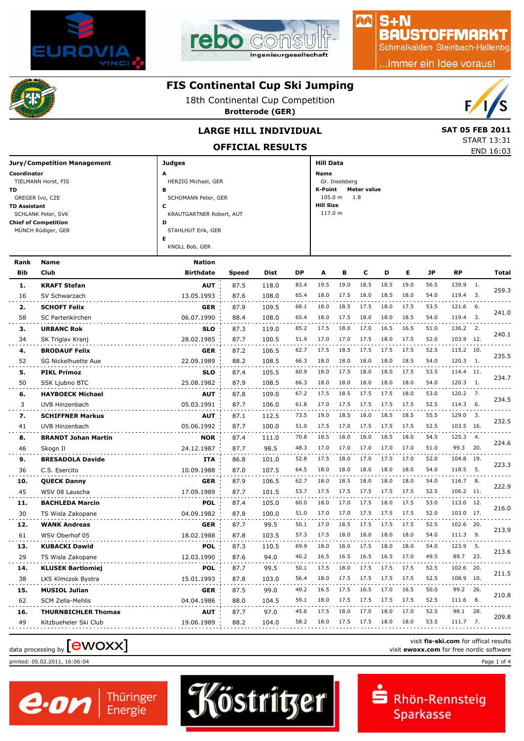# FIS Continental Cup Ski Jumping

18th Continental Cup Competition

**Brotterode (GER)**

## LARGE HILL INDIVIDUAL

## OFFICIAL RESULTS

**SAT 05 FEB 2011**

START 13:31

END 16:03

**Jury/Competition Management**

**Coordinator**
TIELMANN Horst, FIS

**TD**
GREGER Ivo, CZE

**TD Assistant**
SCHLANK Peter, SVK

**Chief of Competition**
MÜNCH Rüdiger, GER

**Judges**

**A** HERZIG Michael, GER

**B** SCHOMANN Peter, GER

**C** KRAUTGARTNER Robert, AUT

**D** STAHLHUT Erik, GER

**E** KNOLL Bob, GER

**Hill Data**

**Name** Gr. Inselsberg

**K-Point** 105.0 m **Meter value** 1.8

**Hill Size** 117.0 m

| Rank / Bib | Name / Club | Nation / Birthdate | Speed | Dist | DP | A | B | C | D | E | JP | RP | | Total |
|---|---|---|---|---|---|---|---|---|---|---|---|---|---|---|
| **1.** | **KRAFT Stefan** | **AUT** | 87.5 | 118.0 | 83.4 | 19.5 | 19.0 | 18.5 | 18.5 | 19.0 | 56.5 | 139.9 | 1. | 259.3 |
| 16 | SV Schwarzach | 13.05.1993 | 87.6 | 108.0 | 65.4 | 18.0 | 17.5 | 18.0 | 18.5 | 18.0 | 54.0 | 119.4 | 3. | |
| **2.** | **SCHOFT Felix** | **GER** | 87.9 | 109.5 | 68.1 | 18.0 | 18.5 | 17.5 | 18.0 | 17.5 | 53.5 | 121.6 | 6. | 241.0 |
| 58 | SC Partenkirchen | 06.07.1990 | 88.4 | 108.0 | 65.4 | 18.0 | 17.5 | 18.0 | 18.0 | 18.5 | 54.0 | 119.4 | 3. | |
| **3.** | **URBANC Rok** | **SLO** | 87.3 | 119.0 | 85.2 | 17.5 | 18.0 | 17.0 | 16.5 | 16.5 | 51.0 | 136.2 | 2. | 240.1 |
| 34 | SK Triglav Kranj | 28.02.1985 | 87.7 | 100.5 | 51.9 | 17.0 | 17.0 | 17.5 | 18.0 | 17.5 | 52.0 | 103.9 | 12. | |
| **4.** | **BRODAUF Felix** | **GER** | 87.2 | 106.5 | 62.7 | 17.5 | 18.5 | 17.5 | 17.5 | 17.5 | 52.5 | 115.2 | 10. | 235.5 |
| 52 | SG Nickelhuette Aue | 22.09.1989 | 88.2 | 108.5 | 66.3 | 18.0 | 18.0 | 18.0 | 18.0 | 18.5 | 54.0 | 120.3 | 1. | |
| **5.** | **PIKL Primoz** | **SLO** | 87.4 | 105.5 | 60.9 | 18.0 | 17.5 | 18.0 | 18.0 | 17.5 | 53.5 | 114.4 | 11. | 234.7 |
| 50 | SSK Ljubno BTC | 25.08.1982 | 87.9 | 108.5 | 66.3 | 18.0 | 18.0 | 18.0 | 18.0 | 18.0 | 54.0 | 120.3 | 1. | |
| **6.** | **HAYBOECK Michael** | **AUT** | 87.8 | 109.0 | 67.2 | 17.5 | 18.5 | 17.5 | 17.5 | 18.0 | 53.0 | 120.2 | 7. | 234.5 |
| 3 | UVB Hinzenbach | 05.03.1991 | 87.7 | 106.0 | 61.8 | 17.0 | 17.5 | 17.5 | 17.5 | 17.5 | 52.5 | 114.3 | 6. | |
| **7.** | **SCHIFFNER Markus** | **AUT** | 87.1 | 112.5 | 73.5 | 19.0 | 18.5 | 18.0 | 18.5 | 18.5 | 55.5 | 129.0 | 3. | 232.5 |
| 41 | UVB Hinzenbach | 05.06.1992 | 87.7 | 100.0 | 51.0 | 17.5 | 17.0 | 17.5 | 17.5 | 17.5 | 52.5 | 103.5 | 16. | |
| **8.** | **BRANDT Johan Martin** | **NOR** | 87.4 | 111.0 | 70.8 | 18.5 | 18.0 | 18.0 | 18.5 | 18.0 | 54.5 | 125.3 | 4. | 224.6 |
| 46 | Skogn Il | 24.12.1987 | 87.7 | 98.5 | 48.3 | 17.0 | 17.0 | 17.0 | 17.0 | 17.0 | 51.0 | 99.3 | 20. | |
| **9.** | **BRESADOLA Davide** | **ITA** | 86.8 | 101.0 | 52.8 | 17.5 | 18.0 | 17.0 | 17.5 | 17.0 | 52.0 | 104.8 | 19. | 223.3 |
| 36 | C.S. Esercito | 10.09.1988 | 87.0 | 107.5 | 64.5 | 18.0 | 18.0 | 18.0 | 18.0 | 18.0 | 54.0 | 118.5 | 5. | |
| **10.** | **QUECK Danny** | **GER** | 87.9 | 106.5 | 62.7 | 18.0 | 18.5 | 18.0 | 18.0 | 18.0 | 54.0 | 116.7 | 8. | 222.9 |
| 45 | WSV 08 Lauscha | 17.09.1989 | 87.7 | 101.5 | 53.7 | 17.5 | 17.5 | 17.5 | 17.5 | 17.5 | 52.5 | 106.2 | 11. | |
| **11.** | **BACHLEDA Marcin** | **POL** | 87.4 | 105.0 | 60.0 | 18.0 | 17.0 | 17.5 | 18.0 | 17.5 | 53.0 | 113.0 | 12. | 216.0 |
| 30 | TS Wisla Zakopane | 04.09.1982 | 87.8 | 100.0 | 51.0 | 17.0 | 17.0 | 17.5 | 17.5 | 17.5 | 52.0 | 103.0 | 17. | |
| **12.** | **WANK Andreas** | **GER** | 87.7 | 99.5 | 50.1 | 17.0 | 18.5 | 17.5 | 17.5 | 17.5 | 52.5 | 102.6 | 20. | 213.9 |
| 61 | WSV Oberhof 05 | 18.02.1988 | 87.8 | 103.5 | 57.3 | 17.5 | 18.0 | 18.0 | 18.0 | 18.0 | 54.0 | 111.3 | 9. | |
| **13.** | **KUBACKI Dawid** | **POL** | 87.3 | 110.5 | 69.9 | 18.0 | 18.0 | 17.5 | 18.0 | 18.0 | 54.0 | 123.9 | 5. | 213.6 |
| 29 | TS Wisla Zakopane | 12.03.1990 | 87.6 | 94.0 | 40.2 | 16.5 | 16.5 | 16.5 | 16.5 | 17.0 | 49.5 | 89.7 | 23. | |
| **14.** | **KLUSEK Bartlomiej** | **POL** | 87.7 | 99.5 | 50.1 | 17.5 | 18.0 | 17.5 | 17.5 | 17.5 | 52.5 | 102.6 | 20. | 211.5 |
| 38 | LKS Klmczok Bystra | 15.01.1993 | 87.8 | 103.0 | 56.4 | 18.0 | 17.5 | 17.5 | 17.5 | 17.5 | 52.5 | 108.9 | 10. | |
| **15.** | **MUSIOL Julian** | **GER** | 87.5 | 99.0 | 49.2 | 16.5 | 17.5 | 16.5 | 17.0 | 16.5 | 50.0 | 99.2 | 26. | 210.8 |
| 62 | SCM Zella-Mehlis | 04.04.1986 | 88.0 | 104.5 | 59.1 | 18.0 | 17.5 | 17.5 | 17.5 | 17.5 | 52.5 | 111.6 | 8. | |
| **16.** | **THURNBICHLER Thomas** | **AUT** | 87.7 | 97.0 | 45.6 | 17.5 | 18.0 | 17.0 | 18.0 | 17.0 | 52.5 | 98.1 | 28. | 209.8 |
| 49 | Kitzbueheler Ski Club | 19.06.1989 | 88.2 | 104.0 | 58.2 | 18.0 | 17.5 | 17.5 | 18.0 | 18.0 | 53.5 | 111.7 | 7. | |

data processing by [ewoxx]

visit **fis-ski.com** for offical results
visit **ewoxx.com** for free nordic software

printed: 05.02.2011, 16:06:04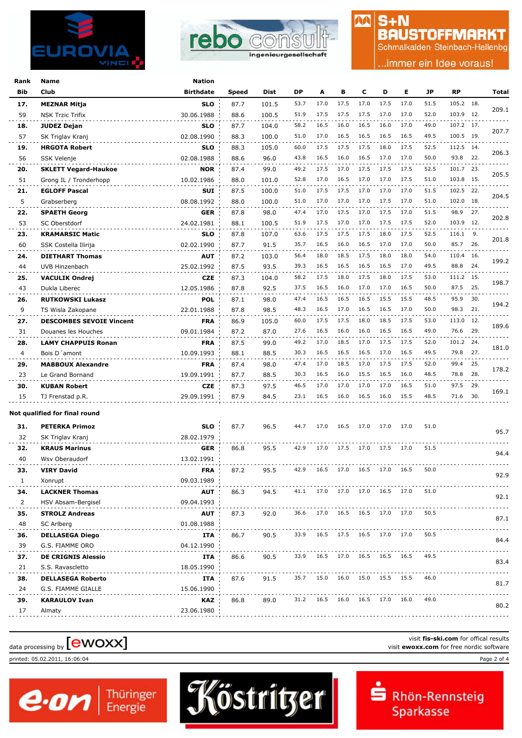| Rank | Name | Nation | Speed | Dist | DP | A | B | C | D | E | JP | RP | | Total |
|---|---|---|---|---|---|---|---|---|---|---|---|---|---|---|
| Bib | Club | Birthdate | | | | | | | | | | | | |
| 17. | MEZNAR Mitja | SLO | 87.7 | 101.5 | 53.7 | 17.0 | 17.5 | 17.0 | 17.5 | 17.0 | 51.5 | 105.2 | 18. | 209.1 |
| 59 | NSK Trzic Trifix | 30.06.1988 | 88.6 | 100.5 | 51.9 | 17.5 | 17.5 | 17.5 | 17.0 | 17.0 | 52.0 | 103.9 | 12. | |
| 18. | JUDEZ Dejan | SLO | 87.7 | 104.0 | 58.2 | 16.5 | 16.0 | 16.5 | 16.0 | 16.5 | 49.0 | 107.2 | 17. | 207.7 |
| 57 | SK Triglav Kranj | 02.08.1990 | 88.3 | 100.0 | 51.0 | 17.0 | 16.5 | 16.5 | 16.5 | 16.5 | 49.5 | 100.5 | 19. | |
| 19. | HRGOTA Robert | SLO | 88.3 | 105.0 | 60.0 | 17.5 | 17.5 | 17.5 | 18.0 | 17.5 | 52.5 | 112.5 | 14. | 206.3 |
| 56 | SSK Velenje | 02.08.1988 | 88.6 | 96.0 | 43.8 | 16.5 | 16.0 | 16.5 | 17.0 | 17.0 | 50.0 | 93.8 | 22. | |
| 20. | SKLETT Vegard-Haukoe | NOR | 87.4 | 99.0 | 49.2 | 17.5 | 17.0 | 17.5 | 17.5 | 17.5 | 52.5 | 101.7 | 23. | 205.5 |
| 51 | Grong IL / Tronderhopp | 10.02.1986 | 88.0 | 101.0 | 52.8 | 17.0 | 16.5 | 17.0 | 17.0 | 17.5 | 51.0 | 103.8 | 15. | |
| 21. | EGLOFF Pascal | SUI | 87.5 | 100.0 | 51.0 | 17.5 | 17.5 | 17.0 | 17.0 | 17.0 | 51.5 | 102.5 | 22. | 204.5 |
| 5 | Grabserberg | 08.08.1992 | 88.0 | 100.0 | 51.0 | 17.0 | 17.0 | 17.0 | 17.5 | 17.0 | 51.0 | 102.0 | 18. | |
| 22. | SPAETH Georg | GER | 87.8 | 98.0 | 47.4 | 17.0 | 17.5 | 17.0 | 17.5 | 17.0 | 51.5 | 98.9 | 27. | 202.8 |
| 53 | SC Oberstdorf | 24.02.1981 | 88.1 | 100.5 | 51.9 | 17.5 | 17.0 | 17.5 | 17.5 | 17.5 | 52.0 | 103.9 | 12. | |
| 23. | KRAMARSIC Matic | SLO | 87.8 | 107.0 | 63.6 | 17.5 | 17.5 | 17.5 | 18.0 | 17.5 | 52.5 | 116.1 | 9. | 201.8 |
| 60 | SSK Costella Ilirija | 02.02.1990 | 87.7 | 91.5 | 35.7 | 16.5 | 16.0 | 16.5 | 17.0 | 17.0 | 50.0 | 85.7 | 26. | |
| 24. | DIETHART Thomas | AUT | 87.2 | 103.0 | 56.4 | 18.0 | 18.5 | 17.5 | 18.0 | 18.0 | 54.0 | 110.4 | 16. | 199.2 |
| 44 | UVB Hinzenbach | 25.02.1992 | 87.5 | 93.5 | 39.3 | 16.5 | 16.5 | 16.5 | 16.5 | 17.0 | 49.5 | 88.8 | 24. | |
| 25. | VACULIK Ondrej | CZE | 87.3 | 104.0 | 58.2 | 17.5 | 18.0 | 17.5 | 18.0 | 17.5 | 53.0 | 111.2 | 15. | 198.7 |
| 43 | Dukla Liberec | 12.05.1986 | 87.8 | 92.5 | 37.5 | 16.5 | 16.0 | 17.0 | 17.0 | 16.5 | 50.0 | 87.5 | 25. | |
| 26. | RUTKOWSKI Lukasz | POL | 87.1 | 98.0 | 47.4 | 16.5 | 16.5 | 16.5 | 15.5 | 15.5 | 48.5 | 95.9 | 30. | 194.2 |
| 9 | TS Wisla Zakopane | 22.01.1988 | 87.8 | 98.5 | 48.3 | 16.5 | 17.0 | 16.5 | 16.5 | 17.0 | 50.0 | 98.3 | 21. | |
| 27. | DESCOMBES SEVOIE Vincent | FRA | 86.9 | 105.0 | 60.0 | 17.5 | 17.5 | 18.0 | 18.5 | 17.5 | 53.0 | 113.0 | 12. | 189.6 |
| 31 | Douanes les Houches | 09.01.1984 | 87.2 | 87.0 | 27.6 | 16.5 | 16.0 | 16.0 | 16.5 | 16.5 | 49.0 | 76.6 | 29. | |
| 28. | LAMY CHAPPUIS Ronan | FRA | 87.5 | 99.0 | 49.2 | 17.0 | 18.5 | 17.0 | 17.5 | 17.5 | 52.0 | 101.2 | 24. | 181.0 |
| 4 | Bois D´amont | 10.09.1993 | 88.1 | 88.5 | 30.3 | 16.5 | 16.5 | 16.5 | 17.0 | 16.5 | 49.5 | 79.8 | 27. | |
| 29. | MABBOUX Alexandre | FRA | 87.4 | 98.0 | 47.4 | 17.0 | 18.5 | 17.0 | 17.5 | 17.5 | 52.0 | 99.4 | 25. | 178.2 |
| 23 | Le Grand Bornand | 19.09.1991 | 87.7 | 88.5 | 30.3 | 16.5 | 16.0 | 15.5 | 16.5 | 16.0 | 48.5 | 78.8 | 28. | |
| 30. | KUBAN Robert | CZE | 87.3 | 97.5 | 46.5 | 17.0 | 17.0 | 17.0 | 17.0 | 16.5 | 51.0 | 97.5 | 29. | 169.1 |
| 15 | TJ Frenstad p.R. | 29.09.1991 | 87.9 | 84.5 | 23.1 | 16.5 | 16.0 | 16.5 | 16.0 | 15.5 | 48.5 | 71.6 | 30. | |

**Not qualified for final round**

| Rank | Name | Nation | Speed | Dist | DP | A | B | C | D | E | JP | RP | | Total |
|---|---|---|---|---|---|---|---|---|---|---|---|---|---|---|
| Bib | Club | Birthdate | | | | | | | | | | | | |
| 31. | PETERKA Primoz | SLO | 87.7 | 96.5 | 44.7 | 17.0 | 16.5 | 17.0 | 17.0 | 17.0 | 51.0 | | | 95.7 |
| 32 | SK Triglav Kranj | 28.02.1979 | | | | | | | | | | | | |
| 32. | KRAUS Marinus | GER | 86.8 | 95.5 | 42.9 | 17.0 | 17.5 | 17.0 | 17.5 | 17.0 | 51.5 | | | 94.4 |
| 40 | Wsv Oberaudorf | 13.02.1991 | | | | | | | | | | | | |
| 33. | VIRY David | FRA | 87.2 | 95.5 | 42.9 | 16.5 | 17.0 | 16.5 | 17.0 | 16.5 | 50.0 | | | 92.9 |
| 1 | Xonrupt | 09.03.1989 | | | | | | | | | | | | |
| 34. | LACKNER Thomas | AUT | 86.3 | 94.5 | 41.1 | 17.0 | 17.0 | 17.0 | 16.5 | 17.0 | 51.0 | | | 92.1 |
| 2 | HSV Absam-Bergisel | 09.04.1993 | | | | | | | | | | | | |
| 35. | STROLZ Andreas | AUT | 87.3 | 92.0 | 36.6 | 17.0 | 16.5 | 16.5 | 17.0 | 17.0 | 50.5 | | | 87.1 |
| 48 | SC Arlberg | 01.08.1988 | | | | | | | | | | | | |
| 36. | DELLASEGA Diego | ITA | 86.7 | 90.5 | 33.9 | 16.5 | 17.5 | 16.5 | 17.0 | 17.0 | 50.5 | | | 84.4 |
| 39 | G.S. FIAMME ORO | 04.12.1990 | | | | | | | | | | | | |
| 37. | DE CRIGNIS Alessio | ITA | 86.6 | 90.5 | 33.9 | 16.5 | 17.0 | 16.5 | 16.5 | 16.5 | 49.5 | | | 83.4 |
| 21 | S.S. Ravascletto | 18.05.1990 | | | | | | | | | | | | |
| 38. | DELLASEGA Roberto | ITA | 87.6 | 91.5 | 35.7 | 15.0 | 16.0 | 15.0 | 15.5 | 15.5 | 46.0 | | | 81.7 |
| 24 | G.S. FIAMME GIALLE | 15.06.1990 | | | | | | | | | | | | |
| 39. | KARAULOV Ivan | KAZ | 86.8 | 89.0 | 31.2 | 16.5 | 16.0 | 16.5 | 17.0 | 16.0 | 49.0 | | | 80.2 |
| 17 | Almaty | 23.06.1980 | | | | | | | | | | | | |

data processing by [ewoxx]

visit **fis-ski.com** for offical results
visit **ewoxx.com** for free nordic software

printed: 05.02.2011, 16:06:04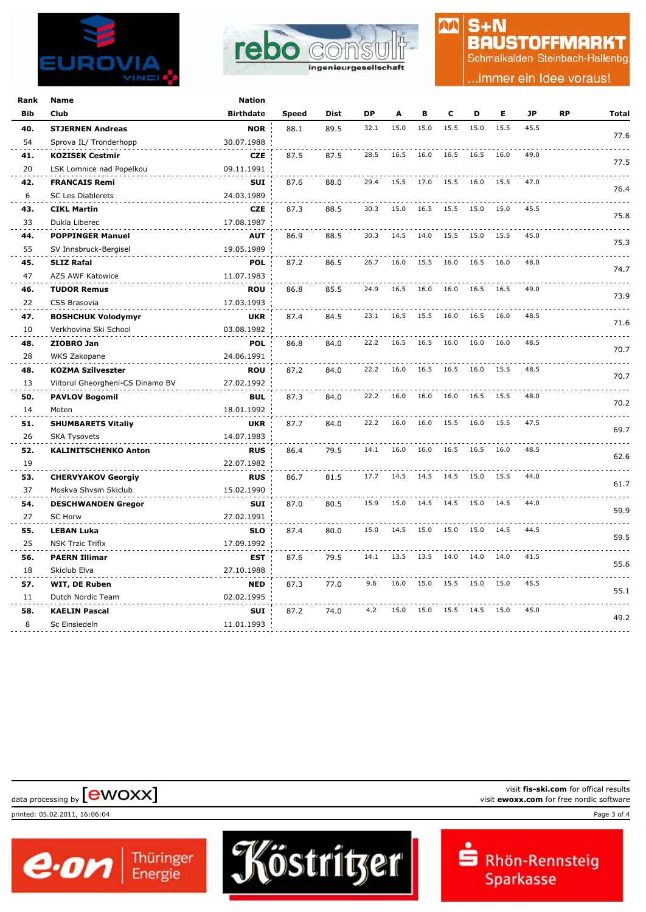| Rank | Name | Nation | | | | | | | | | | | |
|---|---|---|---|---|---|---|---|---|---|---|---|---|---|
| Bib | Club | Birthdate | Speed | Dist | DP | A | B | C | D | E | JP | RP | Total |
| 40. | STJERNEN Andreas | NOR | 88.1 | 89.5 | 32.1 | 15.0 | 15.0 | 15.5 | 15.0 | 15.5 | 45.5 | | 77.6 |
| 54 | Sprova IL/ Tronderhopp | 30.07.1988 | | | | | | | | | | | |
| 41. | KOZISEK Cestmir | CZE | 87.5 | 87.5 | 28.5 | 16.5 | 16.0 | 16.5 | 16.5 | 16.0 | 49.0 | | 77.5 |
| 20 | LSK Lomnice nad Popelkou | 09.11.1991 | | | | | | | | | | | |
| 42. | FRANCAIS Remi | SUI | 87.6 | 88.0 | 29.4 | 15.5 | 17.0 | 15.5 | 16.0 | 15.5 | 47.0 | | 76.4 |
| 6 | SC Les Diablerets | 24.03.1989 | | | | | | | | | | | |
| 43. | CIKL Martin | CZE | 87.3 | 88.5 | 30.3 | 15.0 | 16.5 | 15.5 | 15.0 | 15.0 | 45.5 | | 75.8 |
| 33 | Dukla Liberec | 17.08.1987 | | | | | | | | | | | |
| 44. | POPPINGER Manuel | AUT | 86.9 | 88.5 | 30.3 | 14.5 | 14.0 | 15.5 | 15.0 | 15.5 | 45.0 | | 75.3 |
| 55 | SV Innsbruck-Bergisel | 19.05.1989 | | | | | | | | | | | |
| 45. | SLIZ Rafal | POL | 87.2 | 86.5 | 26.7 | 16.0 | 15.5 | 16.0 | 16.5 | 16.0 | 48.0 | | 74.7 |
| 47 | AZS AWF Katowice | 11.07.1983 | | | | | | | | | | | |
| 46. | TUDOR Remus | ROU | 86.8 | 85.5 | 24.9 | 16.5 | 16.0 | 16.0 | 16.5 | 16.5 | 49.0 | | 73.9 |
| 22 | CSS Brasovia | 17.03.1993 | | | | | | | | | | | |
| 47. | BOSHCHUK Volodymyr | UKR | 87.4 | 84.5 | 23.1 | 16.5 | 15.5 | 16.0 | 16.5 | 16.0 | 48.5 | | 71.6 |
| 10 | Verkhovina Ski School | 03.08.1982 | | | | | | | | | | | |
| 48. | ZIOBRO Jan | POL | 86.8 | 84.0 | 22.2 | 16.5 | 16.5 | 16.0 | 16.0 | 16.0 | 48.5 | | 70.7 |
| 28 | WKS Zakopane | 24.06.1991 | | | | | | | | | | | |
| 48. | KOZMA Szilveszter | ROU | 87.2 | 84.0 | 22.2 | 16.0 | 16.5 | 16.5 | 16.0 | 15.5 | 48.5 | | 70.7 |
| 13 | Viitorul Gheorgheni-CS Dinamo BV | 27.02.1992 | | | | | | | | | | | |
| 50. | PAVLOV Bogomil | BUL | 87.3 | 84.0 | 22.2 | 16.0 | 16.0 | 16.0 | 16.5 | 15.5 | 48.0 | | 70.2 |
| 14 | Moten | 18.01.1992 | | | | | | | | | | | |
| 51. | SHUMBARETS Vitaliy | UKR | 87.7 | 84.0 | 22.2 | 16.0 | 16.0 | 15.5 | 16.0 | 15.5 | 47.5 | | 69.7 |
| 26 | SKA Tysovets | 14.07.1983 | | | | | | | | | | | |
| 52. | KALINITSCHENKO Anton | RUS | 86.4 | 79.5 | 14.1 | 16.0 | 16.0 | 16.5 | 16.5 | 16.0 | 48.5 | | 62.6 |
| 19 | | 22.07.1982 | | | | | | | | | | | |
| 53. | CHERVYAKOV Georgiy | RUS | 86.7 | 81.5 | 17.7 | 14.5 | 14.5 | 14.5 | 15.0 | 15.5 | 44.0 | | 61.7 |
| 37 | Moskva Shvsm Skiclub | 15.02.1990 | | | | | | | | | | | |
| 54. | DESCHWANDEN Gregor | SUI | 87.0 | 80.5 | 15.9 | 15.0 | 14.5 | 14.5 | 15.0 | 14.5 | 44.0 | | 59.9 |
| 27 | SC Horw | 27.02.1991 | | | | | | | | | | | |
| 55. | LEBAN Luka | SLO | 87.4 | 80.0 | 15.0 | 14.5 | 15.0 | 15.0 | 15.0 | 14.5 | 44.5 | | 59.5 |
| 25 | NSK Trzic Trifix | 17.09.1992 | | | | | | | | | | | |
| 56. | PAERN Illimar | EST | 87.6 | 79.5 | 14.1 | 13.5 | 13.5 | 14.0 | 14.0 | 14.0 | 41.5 | | 55.6 |
| 18 | Skiclub Elva | 27.10.1988 | | | | | | | | | | | |
| 57. | WIT, DE Ruben | NED | 87.3 | 77.0 | 9.6 | 16.0 | 15.0 | 15.5 | 15.0 | 15.0 | 45.5 | | 55.1 |
| 11 | Dutch Nordic Team | 02.02.1995 | | | | | | | | | | | |
| 58. | KAELIN Pascal | SUI | 87.2 | 74.0 | 4.2 | 15.0 | 15.0 | 15.5 | 14.5 | 15.0 | 45.0 | | 49.2 |
| 8 | Sc Einsiedeln | 11.01.1993 | | | | | | | | | | | |

data processing by [ewoxx]

visit **fis-ski.com** for offical results
visit **ewoxx.com** for free nordic software

printed: 05.02.2011, 16:06:04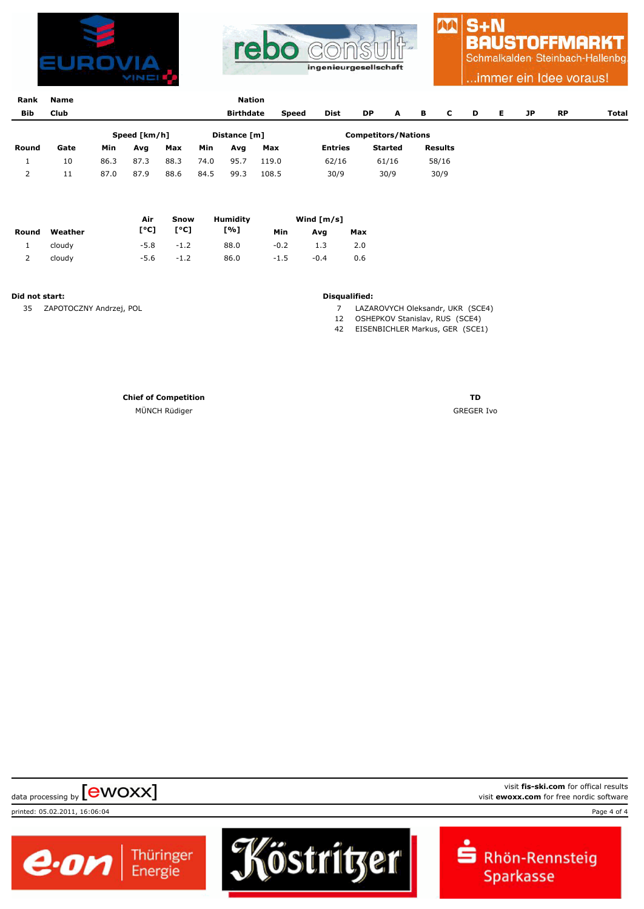| Rank | Name | Nation | | | | | | | | | | | | |
|---|---|---|---|---|---|---|---|---|---|---|---|---|---|---|
| Bib | Club | Birthdate | Speed | Dist | DP | A | B | C | D | E | JP | RP | Total |

| | | Speed [km/h] | | | Distance [m] | | | Competitors/Nations | | |
|---|---|---|---|---|---|---|---|---|---|---|
| Round | Gate | Min | Avg | Max | Min | Avg | Max | Entries | Started | Results |
| 1 | 10 | 86.3 | 87.3 | 88.3 | 74.0 | 95.7 | 119.0 | 62/16 | 61/16 | 58/16 |
| 2 | 11 | 87.0 | 87.9 | 88.6 | 84.5 | 99.3 | 108.5 | 30/9 | 30/9 | 30/9 |

| Round | Weather | Air [°C] | Snow [°C] | Humidity [%] | Wind [m/s] Min | Avg | Max |
|---|---|---|---|---|---|---|---|
| 1 | cloudy | -5.8 | -1.2 | 88.0 | -0.2 | 1.3 | 2.0 |
| 2 | cloudy | -5.6 | -1.2 | 86.0 | -1.5 | -0.4 | 0.6 |

**Did not start:**

35 ZAPOTOCZNY Andrzej, POL

**Disqualified:**

7 LAZAROVYCH Oleksandr, UKR (SCE4)
12 OSHEPKOV Stanislav, RUS (SCE4)
42 EISENBICHLER Markus, GER (SCE1)

**Chief of Competition**
MÜNCH Rüdiger

**TD**
GREGER Ivo

data processing by [ewoxx]

visit **fis-ski.com** for offical results
visit **ewoxx.com** for free nordic software

printed: 05.02.2011, 16:06:04